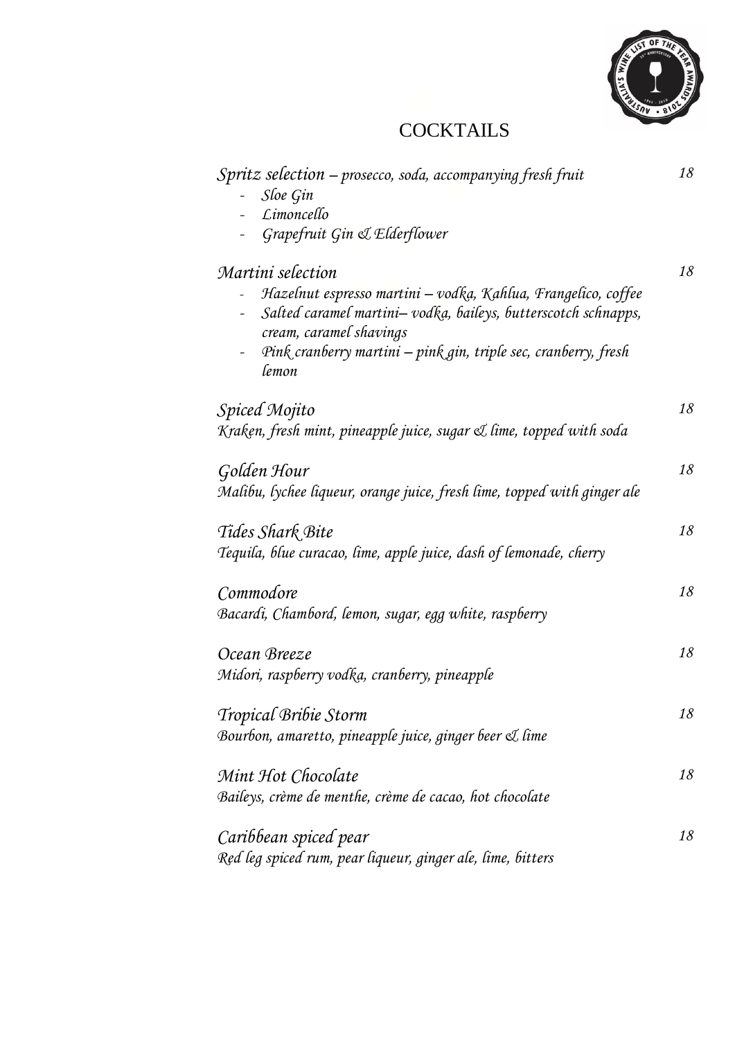# COCKTAILS

*Spritz selection – prosecco, soda, accompanying fresh fruit* — *18*

- *Sloe Gin*
- *Limoncello*
- *Grapefruit Gin & Elderflower*

*Martini selection* — *18*

- *Hazelnut espresso martini – vodka, Kahlua, Frangelico, coffee*
- *Salted caramel martini– vodka, baileys, butterscotch schnapps, cream, caramel shavings*
- *Pink cranberry martini – pink gin, triple sec, cranberry, fresh lemon*

*Spiced Mojito* — *18*
*Kraken, fresh mint, pineapple juice, sugar & lime, topped with soda*

*Golden Hour* — *18*
*Malibu, lychee liqueur, orange juice, fresh lime, topped with ginger ale*

*Tides Shark Bite* — *18*
*Tequila, blue curacao, lime, apple juice, dash of lemonade, cherry*

*Commodore* — *18*
*Bacardi, Chambord, lemon, sugar, egg white, raspberry*

*Ocean Breeze* — *18*
*Midori, raspberry vodka, cranberry, pineapple*

*Tropical Bribie Storm* — *18*
*Bourbon, amaretto, pineapple juice, ginger beer & lime*

*Mint Hot Chocolate* — *18*
*Baileys, crème de menthe, crème de cacao, hot chocolate*

*Caribbean spiced pear* — *18*
*Red leg spiced rum, pear liqueur, ginger ale, lime, bitters*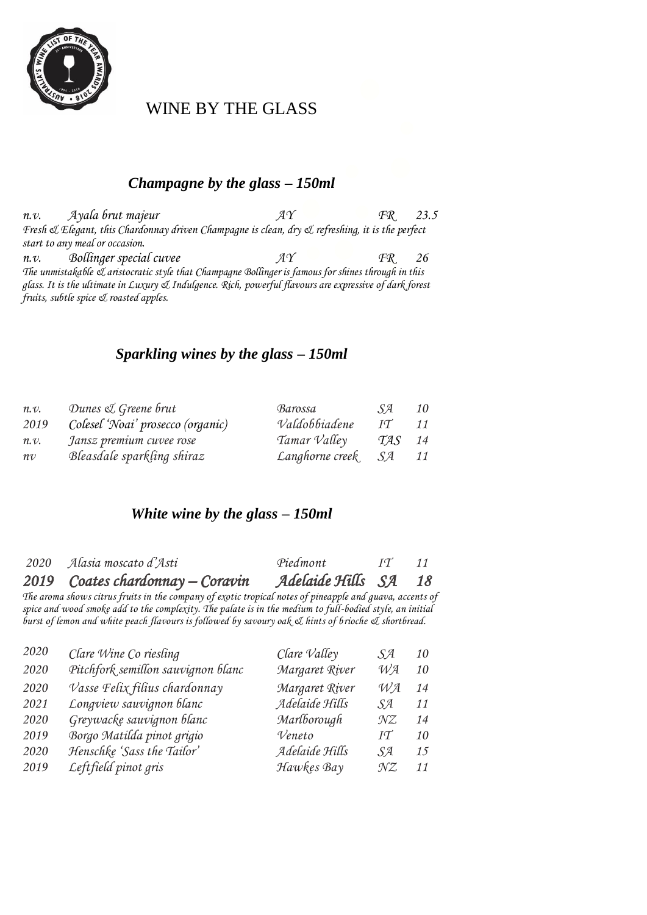# WINE BY THE GLASS

## *Champagne by the glass – 150ml*

| | | | | |
|---|---|---|---|---|
| *n.v.* | *Ayala brut majeur* | *AY* | *FR* | *23.5* |

*Fresh & Elegant, this Chardonnay driven Champagne is clean, dry & refreshing, it is the perfect start to any meal or occasion.*

| | | | | |
|---|---|---|---|---|
| *n.v.* | *Bollinger special cuvee* | *AY* | *FR* | *26* |

*The unmistakable & aristocratic style that Champagne Bollinger is famous for shines through in this glass. It is the ultimate in Luxury & Indulgence. Rich, powerful flavours are expressive of dark forest fruits, subtle spice & roasted apples.*

## *Sparkling wines by the glass – 150ml*

| | | | | |
|---|---|---|---|---|
| *n.v.* | *Dunes & Greene brut* | *Barossa* | *SA* | *10* |
| *2019* | *Colesel 'Noai' prosecco (organic)* | *Valdobbiadene* | *IT* | *11* |
| *n.v.* | *Jansz premium cuvee rose* | *Tamar Valley* | *TAS* | *14* |
| *nv* | *Bleasdale sparkling shiraz* | *Langhorne creek* | *SA* | *11* |

## *White wine by the glass – 150ml*

| | | | | |
|---|---|---|---|---|
| *2020* | *Alasia moscato d'Asti* | *Piedmont* | *IT* | *11* |
| ***2019*** | ***Coates chardonnay – Coravin*** | ***Adelaide Hills*** | ***SA*** | ***18*** |

*The aroma shows citrus fruits in the company of exotic tropical notes of pineapple and guava, accents of spice and wood smoke add to the complexity. The palate is in the medium to full-bodied style, an initial burst of lemon and white peach flavours is followed by savoury oak & hints of brioche & shortbread.*

| | | | | |
|---|---|---|---|---|
| *2020* | *Clare Wine Co riesling* | *Clare Valley* | *SA* | *10* |
| *2020* | *Pitchfork semillon sauvignon blanc* | *Margaret River* | *WA* | *10* |
| *2020* | *Vasse Felix filius chardonnay* | *Margaret River* | *WA* | *14* |
| *2021* | *Longview sauvignon blanc* | *Adelaide Hills* | *SA* | *11* |
| *2020* | *Greywacke sauvignon blanc* | *Marlborough* | *NZ* | *14* |
| *2019* | *Borgo Matilda pinot grigio* | *Veneto* | *IT* | *10* |
| *2020* | *Henschke 'Sass the Tailor'* | *Adelaide Hills* | *SA* | *15* |
| *2019* | *Leftfield pinot gris* | *Hawkes Bay* | *NZ* | *11* |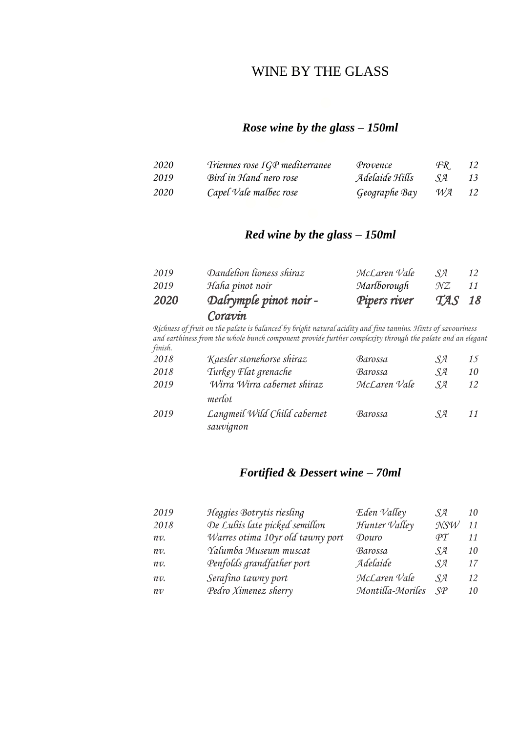# WINE BY THE GLASS

### *Rose wine by the glass – 150ml*

| | | | | |
|---|---|---|---|---|
| *2020* | *Triennes rose IGP mediterranee* | *Provence* | *FR* | *12* |
| *2019* | *Bird in Hand nero rose* | *Adelaide Hills* | *SA* | *13* |
| *2020* | *Capel Vale malbec rose* | *Geographe Bay* | *WA* | *12* |

### *Red wine by the glass – 150ml*

| | | | | |
|---|---|---|---|---|
| *2019* | *Dandelion lioness shiraz* | *McLaren Vale* | *SA* | *12* |
| *2019* | *Haha pinot noir* | *Marlborough* | *NZ* | *11* |
| ***2020*** | ***Dalrymple pinot noir - Coravin*** | ***Pipers river*** | ***TAS*** | ***18*** |

*Richness of fruit on the palate is balanced by bright natural acidity and fine tannins. Hints of savouriness and earthiness from the whole bunch component provide further complexity through the palate and an elegant finish.*

| | | | | |
|---|---|---|---|---|
| *2018* | *Kaesler stonehorse shiraz* | *Barossa* | *SA* | *15* |
| *2018* | *Turkey Flat grenache* | *Barossa* | *SA* | *10* |
| *2019* | *Wirra Wirra cabernet shiraz merlot* | *McLaren Vale* | *SA* | *12* |
| *2019* | *Langmeil Wild Child cabernet sauvignon* | *Barossa* | *SA* | *11* |

### *Fortified & Dessert wine – 70ml*

| | | | | |
|---|---|---|---|---|
| *2019* | *Heggies Botrytis riesling* | *Eden Valley* | *SA* | *10* |
| *2018* | *De Luliis late picked semillon* | *Hunter Valley* | *NSW* | *11* |
| *nv.* | *Warres otima 10yr old tawny port* | *Douro* | *PT* | *11* |
| *nv.* | *Yalumba Museum muscat* | *Barossa* | *SA* | *10* |
| *nv.* | *Penfolds grandfather port* | *Adelaide* | *SA* | *17* |
| *nv.* | *Serafino tawny port* | *McLaren Vale* | *SA* | *12* |
| *nv* | *Pedro Ximenez sherry* | *Montilla-Moriles* | *SP* | *10* |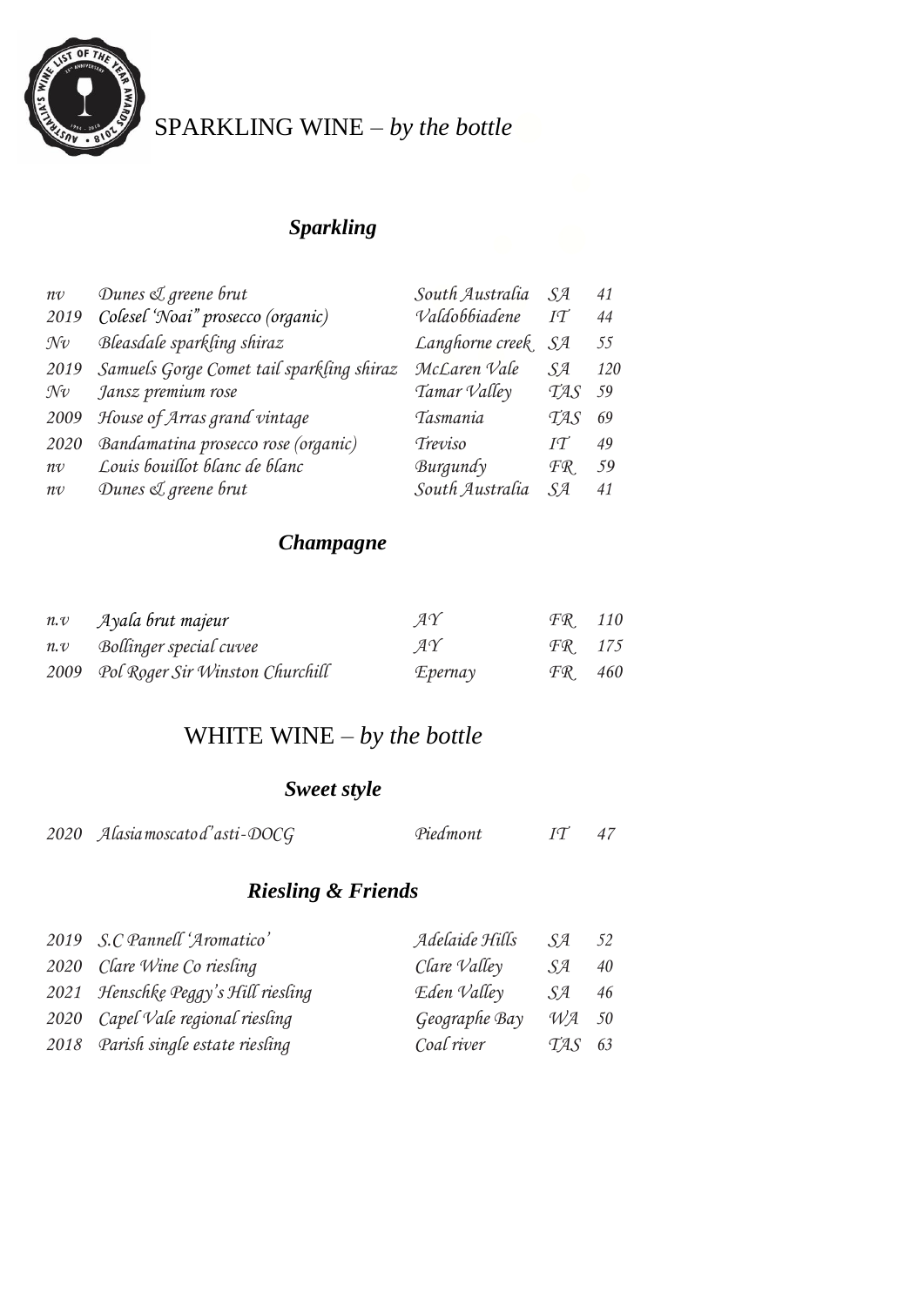# SPARKLING WINE – *by the bottle*

## ***Sparkling***

| | | | | |
|---|---|---|---|---|
| nv | Dunes & greene brut | South Australia | SA | 41 |
| 2019 | Colesel 'Noai" prosecco (organic) | Valdobbiadene | IT | 44 |
| Nv | Bleasdale sparkling shiraz | Langhorne creek | SA | 55 |
| 2019 | Samuels Gorge Comet tail sparkling shiraz | McLaren Vale | SA | 120 |
| Nv | Jansz premium rose | Tamar Valley | TAS | 59 |
| 2009 | House of Arras grand vintage | Tasmania | TAS | 69 |
| 2020 | Bandamatina prosecco rose (organic) | Treviso | IT | 49 |
| nv | Louis bouillot blanc de blanc | Burgundy | FR | 59 |
| nv | Dunes & greene brut | South Australia | SA | 41 |

## ***Champagne***

| | | | | |
|---|---|---|---|---|
| n.v | Ayala brut majeur | AY | FR | 110 |
| n.v | Bollinger special cuvee | AY | FR | 175 |
| 2009 | Pol Roger Sir Winston Churchill | Epernay | FR | 460 |

# WHITE WINE – *by the bottle*

## ***Sweet style***

| | | | | |
|---|---|---|---|---|
| 2020 | Alasia moscato d'asti-DOCG | Piedmont | IT | 47 |

## ***Riesling & Friends***

| | | | | |
|---|---|---|---|---|
| 2019 | S.C Pannell 'Aromatico' | Adelaide Hills | SA | 52 |
| 2020 | Clare Wine Co riesling | Clare Valley | SA | 40 |
| 2021 | Henschke Peggy's Hill riesling | Eden Valley | SA | 46 |
| 2020 | Capel Vale regional riesling | Geographe Bay | WA | 50 |
| 2018 | Parish single estate riesling | Coal river | TAS | 63 |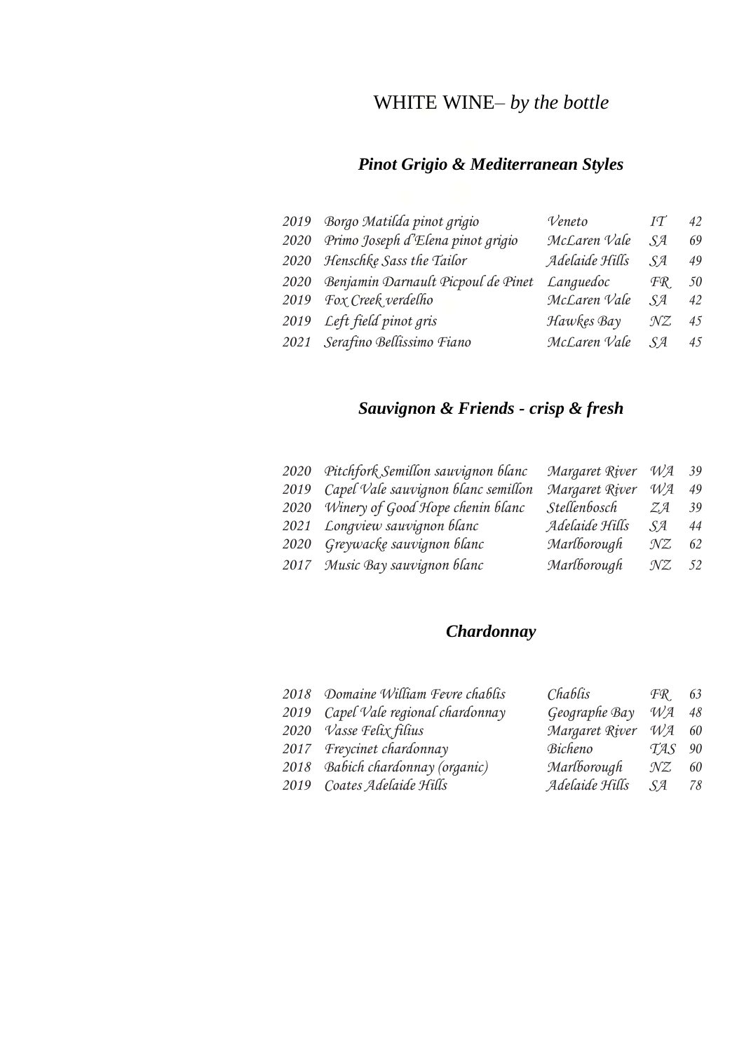# WHITE WINE– *by the bottle*

## *Pinot Grigio & Mediterranean Styles*

| | | | | |
|---|---|---|---|---|
| *2019* | *Borgo Matilda pinot grigio* | *Veneto* | *IT* | *42* |
| *2020* | *Primo Joseph d'Elena pinot grigio* | *McLaren Vale* | *SA* | *69* |
| *2020* | *Henschke Sass the Tailor* | *Adelaide Hills* | *SA* | *49* |
| *2020* | *Benjamin Darnault Picpoul de Pinet* | *Languedoc* | *FR* | *50* |
| *2019* | *Fox Creek verdelho* | *McLaren Vale* | *SA* | *42* |
| *2019* | *Left field pinot gris* | *Hawkes Bay* | *NZ* | *45* |
| *2021* | *Serafino Bellissimo Fiano* | *McLaren Vale* | *SA* | *45* |

## *Sauvignon & Friends - crisp & fresh*

| | | | | |
|---|---|---|---|---|
| *2020* | *Pitchfork Semillon sauvignon blanc* | *Margaret River* | *WA* | *39* |
| *2019* | *Capel Vale sauvignon blanc semillon* | *Margaret River* | *WA* | *49* |
| *2020* | *Winery of Good Hope chenin blanc* | *Stellenbosch* | *ZA* | *39* |
| *2021* | *Longview sauvignon blanc* | *Adelaide Hills* | *SA* | *44* |
| *2020* | *Greywacke sauvignon blanc* | *Marlborough* | *NZ* | *62* |
| *2017* | *Music Bay sauvignon blanc* | *Marlborough* | *NZ* | *52* |

## *Chardonnay*

| | | | | |
|---|---|---|---|---|
| *2018* | *Domaine William Fevre chablis* | *Chablis* | *FR* | *63* |
| *2019* | *Capel Vale regional chardonnay* | *Geographe Bay* | *WA* | *48* |
| *2020* | *Vasse Felix filius* | *Margaret River* | *WA* | *60* |
| *2017* | *Freycinet chardonnay* | *Bicheno* | *TAS* | *90* |
| *2018* | *Babich chardonnay (organic)* | *Marlborough* | *NZ* | *60* |
| *2019* | *Coates Adelaide Hills* | *Adelaide Hills* | *SA* | *78* |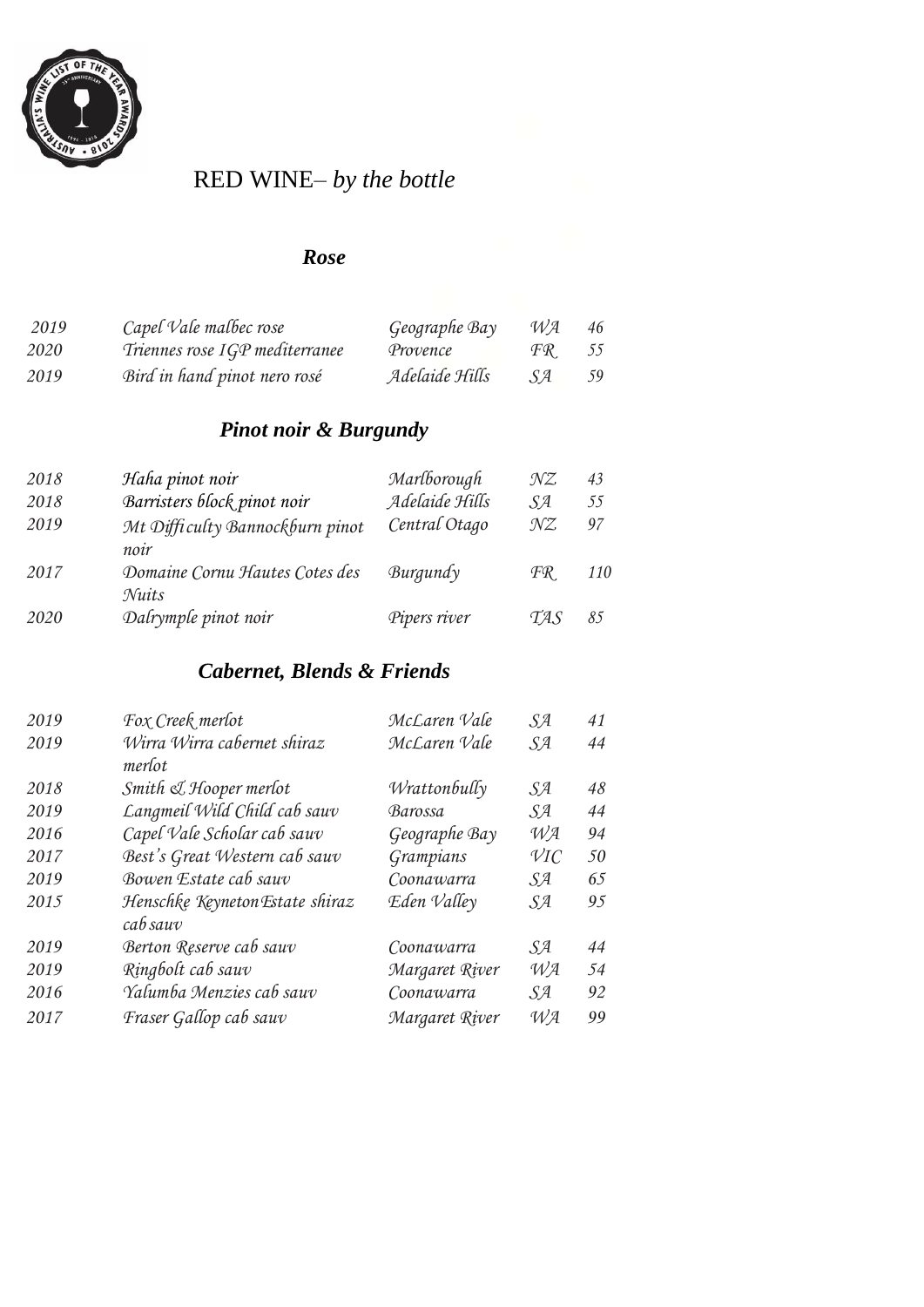# RED WINE– *by the bottle*

## ***Rose***

| | | | | |
|---|---|---|---|---|
| 2019 | *Capel Vale malbec rose* | *Geographe Bay* | *WA* | *46* |
| 2020 | *Triennes rose IGP mediterranee* | *Provence* | *FR* | *55* |
| 2019 | *Bird in hand pinot nero rosé* | *Adelaide Hills* | *SA* | *59* |

## ***Pinot noir & Burgundy***

| | | | | |
|---|---|---|---|---|
| 2018 | *Haha pinot noir* | *Marlborough* | *NZ* | *43* |
| 2018 | *Barristers block pinot noir* | *Adelaide Hills* | *SA* | *55* |
| 2019 | *Mt Difficulty Bannockburn pinot noir* | *Central Otago* | *NZ* | *97* |
| 2017 | *Domaine Cornu Hautes Cotes des Nuits* | *Burgundy* | *FR* | *110* |
| 2020 | *Dalrymple pinot noir* | *Pipers river* | *TAS* | *85* |

## ***Cabernet, Blends & Friends***

| | | | | |
|---|---|---|---|---|
| 2019 | *Fox Creek merlot* | *McLaren Vale* | *SA* | *41* |
| 2019 | *Wirra Wirra cabernet shiraz merlot* | *McLaren Vale* | *SA* | *44* |
| 2018 | *Smith & Hooper merlot* | *Wrattonbully* | *SA* | *48* |
| 2019 | *Langmeil Wild Child cab sauv* | *Barossa* | *SA* | *44* |
| 2016 | *Capel Vale Scholar cab sauv* | *Geographe Bay* | *WA* | *94* |
| 2017 | *Best's Great Western cab sauv* | *Grampians* | *VIC* | *50* |
| 2019 | *Bowen Estate cab sauv* | *Coonawarra* | *SA* | *65* |
| 2015 | *Henschke Keyneton Estate shiraz cab sauv* | *Eden Valley* | *SA* | *95* |
| 2019 | *Berton Reserve cab sauv* | *Coonawarra* | *SA* | *44* |
| 2019 | *Ringbolt cab sauv* | *Margaret River* | *WA* | *54* |
| 2016 | *Yalumba Menzies cab sauv* | *Coonawarra* | *SA* | *92* |
| 2017 | *Fraser Gallop cab sauv* | *Margaret River* | *WA* | *99* |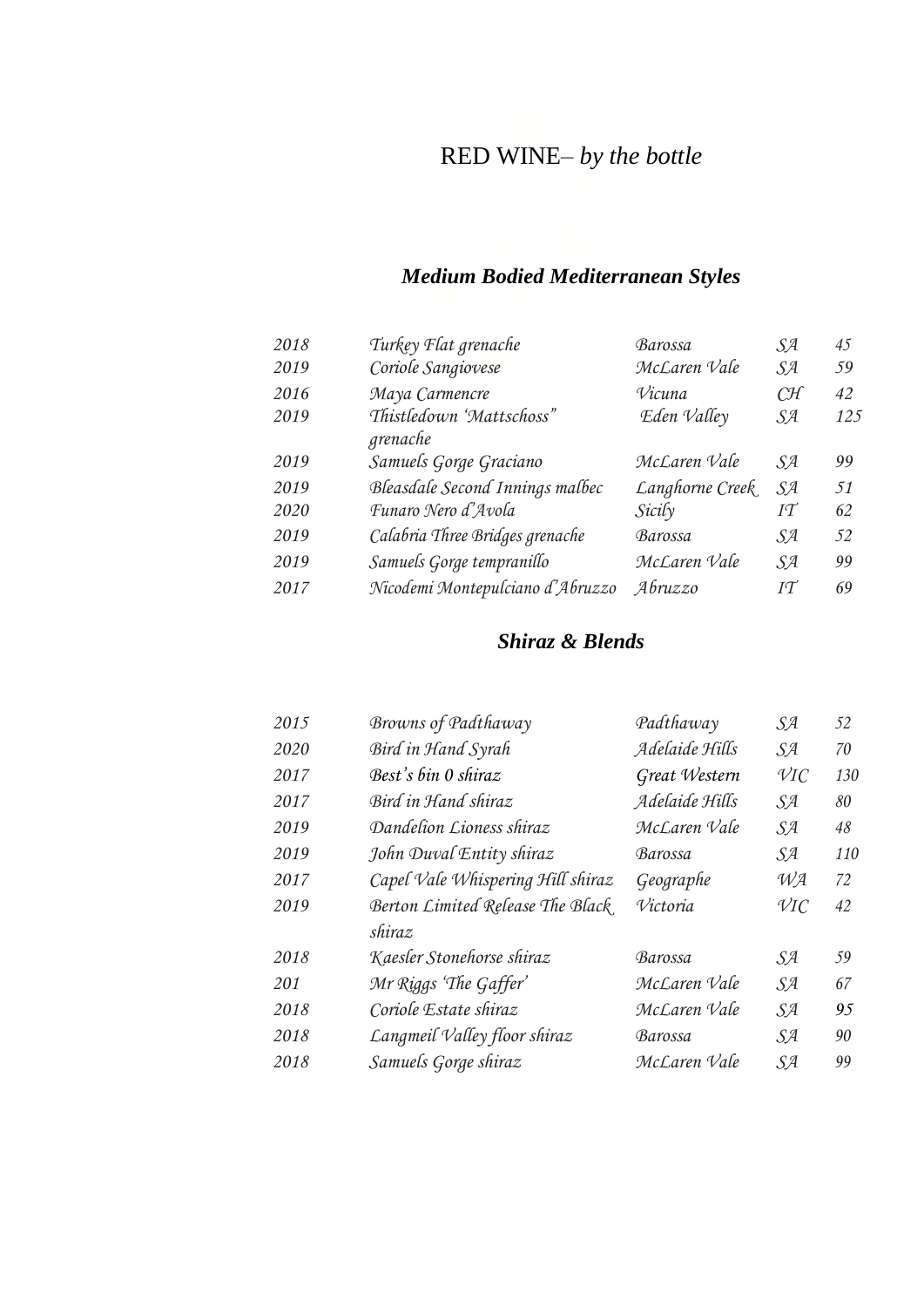# RED WINE– *by the bottle*

## ***Medium Bodied Mediterranean Styles***

| | | | | |
|---|---|---|---|---|
| *2018* | *Turkey Flat grenache* | *Barossa* | *SA* | *45* |
| *2019* | *Coriole Sangiovese* | *McLaren Vale* | *SA* | *59* |
| *2016* | *Maya Carmencre* | *Vicuna* | *CH* | *42* |
| *2019* | *Thistledown 'Mattschoss" grenache* | *Eden Valley* | *SA* | *125* |
| *2019* | *Samuels Gorge Graciano* | *McLaren Vale* | *SA* | *99* |
| *2019* | *Bleasdale Second Innings malbec* | *Langhorne Creek* | *SA* | *51* |
| *2020* | *Funaro Nero d'Avola* | *Sicily* | *IT* | *62* |
| *2019* | *Calabria Three Bridges grenache* | *Barossa* | *SA* | *52* |
| *2019* | *Samuels Gorge tempranillo* | *McLaren Vale* | *SA* | *99* |
| *2017* | *Nicodemi Montepulciano d'Abruzzo* | *Abruzzo* | *IT* | *69* |

## ***Shiraz & Blends***

| | | | | |
|---|---|---|---|---|
| *2015* | *Browns of Padthaway* | *Padthaway* | *SA* | *52* |
| *2020* | *Bird in Hand Syrah* | *Adelaide Hills* | *SA* | *70* |
| *2017* | *Best's bin 0 shiraz* | *Great Western* | *VIC* | *130* |
| *2017* | *Bird in Hand shiraz* | *Adelaide Hills* | *SA* | *80* |
| *2019* | *Dandelion Lioness shiraz* | *McLaren Vale* | *SA* | *48* |
| *2019* | *John Duval Entity shiraz* | *Barossa* | *SA* | *110* |
| *2017* | *Capel Vale Whispering Hill shiraz* | *Geographe* | *WA* | *72* |
| *2019* | *Berton Limited Release The Black shiraz* | *Victoria* | *VIC* | *42* |
| *2018* | *Kaesler Stonehorse shiraz* | *Barossa* | *SA* | *59* |
| *201* | *Mr Riggs 'The Gaffer'* | *McLaren Vale* | *SA* | *67* |
| *2018* | *Coriole Estate shiraz* | *McLaren Vale* | *SA* | *95* |
| *2018* | *Langmeil Valley floor shiraz* | *Barossa* | *SA* | *90* |
| *2018* | *Samuels Gorge shiraz* | *McLaren Vale* | *SA* | *99* |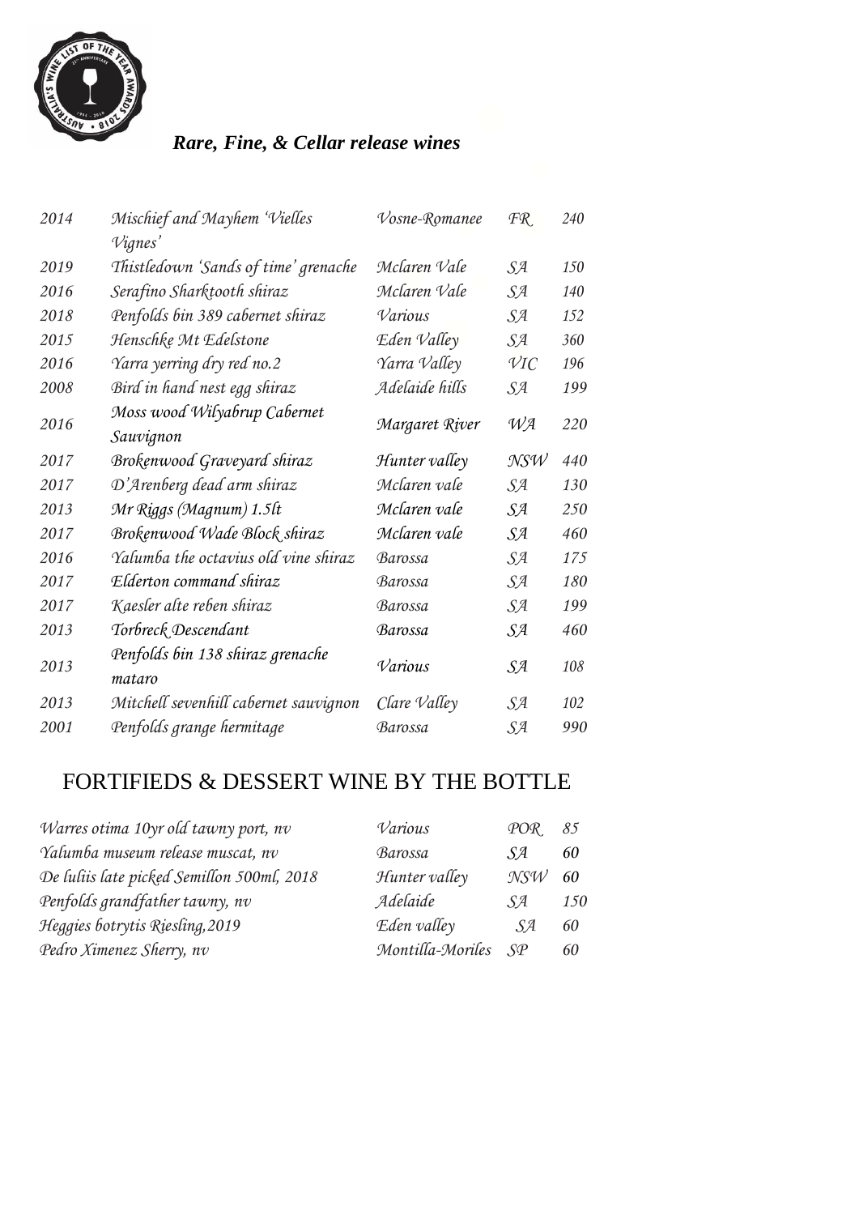***Rare, Fine, & Cellar release wines***

| | | | | |
|---|---|---|---|---|
| 2014 | Mischief and Mayhem 'Vielles Vignes' | Vosne-Romanee | FR | 240 |
| 2019 | Thistledown 'Sands of time' grenache | Mclaren Vale | SA | 150 |
| 2016 | Serafino Sharktooth shiraz | Mclaren Vale | SA | 140 |
| 2018 | Penfolds bin 389 cabernet shiraz | Various | SA | 152 |
| 2015 | Henschke Mt Edelstone | Eden Valley | SA | 360 |
| 2016 | Yarra yerring dry red no.2 | Yarra Valley | VIC | 196 |
| 2008 | Bird in hand nest egg shiraz | Adelaide hills | SA | 199 |
| 2016 | Moss wood Wilyabrup Cabernet Sauvignon | Margaret River | WA | 220 |
| 2017 | Brokenwood Graveyard shiraz | Hunter valley | NSW | 440 |
| 2017 | D'Arenberg dead arm shiraz | Mclaren vale | SA | 130 |
| 2013 | Mr Riggs (Magnum) 1.5lt | Mclaren vale | SA | 250 |
| 2017 | Brokenwood Wade Block shiraz | Mclaren vale | SA | 460 |
| 2016 | Yalumba the octavius old vine shiraz | Barossa | SA | 175 |
| 2017 | Elderton command shiraz | Barossa | SA | 180 |
| 2017 | Kaesler alte reben shiraz | Barossa | SA | 199 |
| 2013 | Torbreck Descendant | Barossa | SA | 460 |
| 2013 | Penfolds bin 138 shiraz grenache mataro | Various | SA | 108 |
| 2013 | Mitchell sevenhill cabernet sauvignon | Clare Valley | SA | 102 |
| 2001 | Penfolds grange hermitage | Barossa | SA | 990 |

## FORTIFIEDS & DESSERT WINE BY THE BOTTLE

| | | | |
|---|---|---|---|
| Warres otima 10yr old tawny port, nv | Various | POR | 85 |
| Yalumba museum release muscat, nv | Barossa | SA | 60 |
| De luliis late picked Semillon 500ml, 2018 | Hunter valley | NSW | 60 |
| Penfolds grandfather tawny, nv | Adelaide | SA | 150 |
| Heggies botrytis Riesling,2019 | Eden valley | SA | 60 |
| Pedro Ximenez Sherry, nv | Montilla-Moriles | SP | 60 |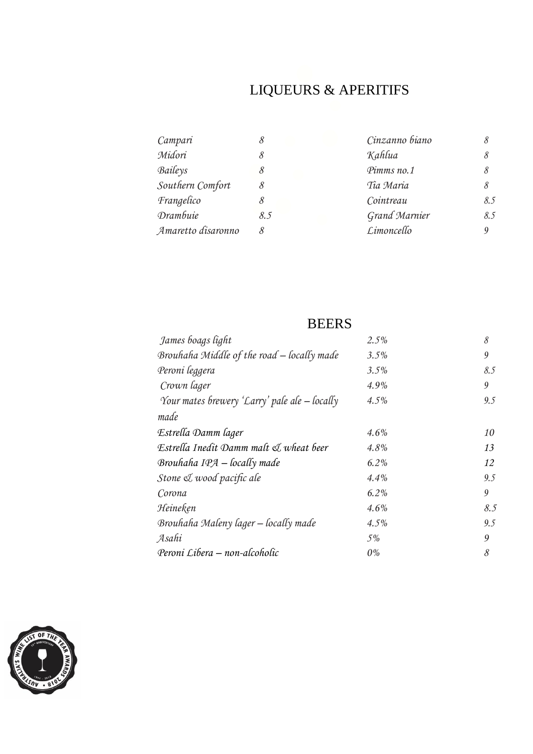# LIQUEURS & APERITIFS

| | | | |
|---|---|---|---|
| *Campari* | *8* | *Cinzanno biano* | *8* |
| *Midori* | *8* | *Kahlua* | *8* |
| *Baileys* | *8* | *Pimms no.1* | *8* |
| *Southern Comfort* | *8* | *Tia Maria* | *8* |
| *Frangelico* | *8* | *Cointreau* | *8.5* |
| *Drambuie* | *8.5* | *Grand Marnier* | *8.5* |
| *Amaretto disaronno* | *8* | *Limoncello* | *9* |

# BEERS

| | | |
|---|---|---|
| *James boags light* | *2.5%* | *8* |
| *Brouhaha Middle of the road – locally made* | *3.5%* | *9* |
| *Peroni leggera* | *3.5%* | *8.5* |
| *Crown lager* | *4.9%* | *9* |
| *Your mates brewery 'Larry' pale ale – locally made* | *4.5%* | *9.5* |
| *Estrella Damm lager* | *4.6%* | *10* |
| *Estrella Inedit Damm malt & wheat beer* | *4.8%* | *13* |
| *Brouhaha IPA – locally made* | *6.2%* | *12* |
| *Stone & wood pacific ale* | *4.4%* | *9.5* |
| *Corona* | *6.2%* | *9* |
| *Heineken* | *4.6%* | *8.5* |
| *Brouhaha Maleny lager – locally made* | *4.5%* | *9.5* |
| *Asahi* | *5%* | *9* |
| *Peroni Libera – non-alcoholic* | *0%* | *8* |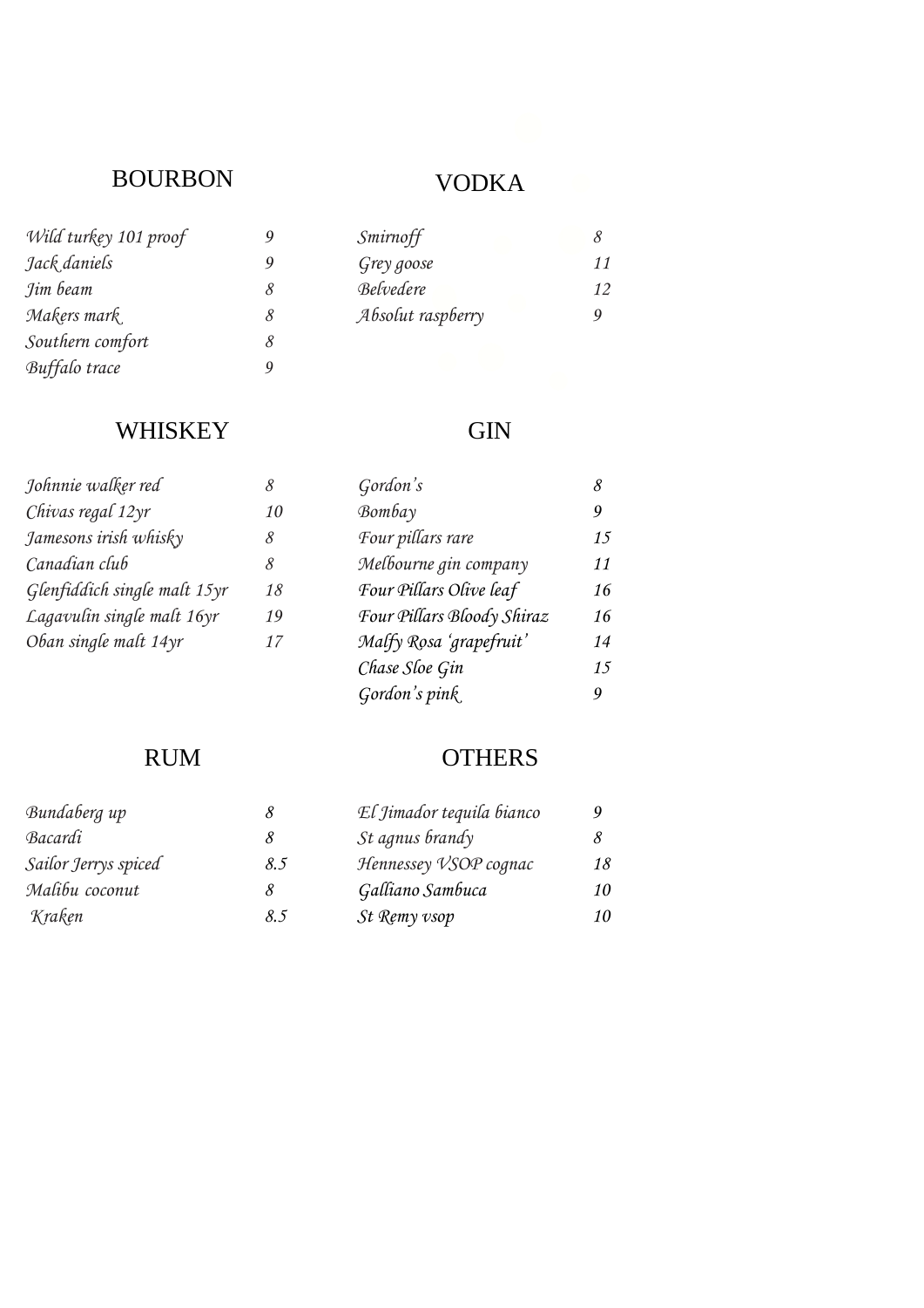## BOURBON

| | |
|---|---|
| *Wild turkey 101 proof* | *9* |
| *Jack daniels* | *9* |
| *Jim beam* | *8* |
| *Makers mark* | *8* |
| *Southern comfort* | *8* |
| *Buffalo trace* | *9* |

## VODKA

| | |
|---|---|
| *Smirnoff* | *8* |
| *Grey goose* | *11* |
| *Belvedere* | *12* |
| *Absolut raspberry* | *9* |

## WHISKEY

| | |
|---|---|
| *Johnnie walker red* | *8* |
| *Chivas regal 12yr* | *10* |
| *Jamesons irish whisky* | *8* |
| *Canadian club* | *8* |
| *Glenfiddich single malt 15yr* | *18* |
| *Lagavulin single malt 16yr* | *19* |
| *Oban single malt 14yr* | *17* |

## GIN

| | |
|---|---|
| *Gordon's* | *8* |
| *Bombay* | *9* |
| *Four pillars rare* | *15* |
| *Melbourne gin company* | *11* |
| *Four Pillars Olive leaf* | *16* |
| *Four Pillars Bloody Shiraz* | *16* |
| *Malfy Rosa 'grapefruit'* | *14* |
| *Chase Sloe Gin* | *15* |
| *Gordon's pink* | *9* |

## RUM

| | |
|---|---|
| *Bundaberg up* | *8* |
| *Bacardi* | *8* |
| *Sailor Jerrys spiced* | *8.5* |
| *Malibu coconut* | *8* |
| *Kraken* | *8.5* |

## OTHERS

| | |
|---|---|
| *El Jimador tequila bianco* | *9* |
| *St agnus brandy* | *8* |
| *Hennessey VSOP cognac* | *18* |
| *Galliano Sambuca* | *10* |
| *St Remy vsop* | *10* |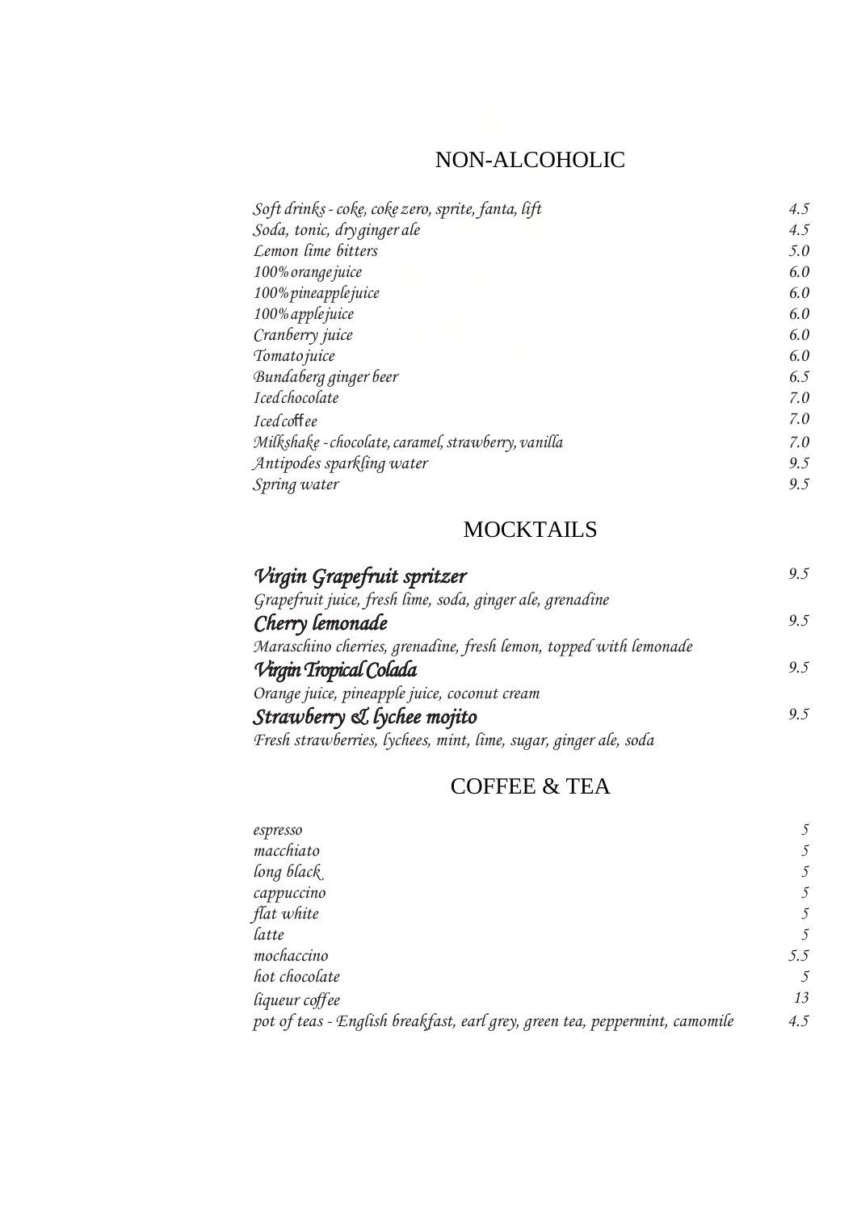## NON-ALCOHOLIC

| | |
|---|---|
| *Soft drinks - coke, coke zero, sprite, fanta, lift* | *4.5* |
| *Soda, tonic, dry ginger ale* | *4.5* |
| *Lemon lime bitters* | *5.0* |
| *100% orange juice* | *6.0* |
| *100% pineapple juice* | *6.0* |
| *100% apple juice* | *6.0* |
| *Cranberry juice* | *6.0* |
| *Tomato juice* | *6.0* |
| *Bundaberg ginger beer* | *6.5* |
| *Iced chocolate* | *7.0* |
| *Iced coffee* | *7.0* |
| *Milkshake - chocolate, caramel, strawberry, vanilla* | *7.0* |
| *Antipodes sparkling water* | *9.5* |
| *Spring water* | *9.5* |

## MOCKTAILS

***Virgin Grapefruit spritzer*** — *9.5*
*Grapefruit juice, fresh lime, soda, ginger ale, grenadine*

***Cherry lemonade*** — *9.5*
*Maraschino cherries, grenadine, fresh lemon, topped with lemonade*

***Virgin Tropical Colada*** — *9.5*
*Orange juice, pineapple juice, coconut cream*

***Strawberry & lychee mojito*** — *9.5*
*Fresh strawberries, lychees, mint, lime, sugar, ginger ale, soda*

## COFFEE & TEA

| | |
|---|---|
| *espresso* | *5* |
| *macchiato* | *5* |
| *long black* | *5* |
| *cappuccino* | *5* |
| *flat white* | *5* |
| *latte* | *5* |
| *mochaccino* | *5.5* |
| *hot chocolate* | *5* |
| *liqueur coffee* | *13* |
| *pot of teas - English breakfast, earl grey, green tea, peppermint, camomile* | *4.5* |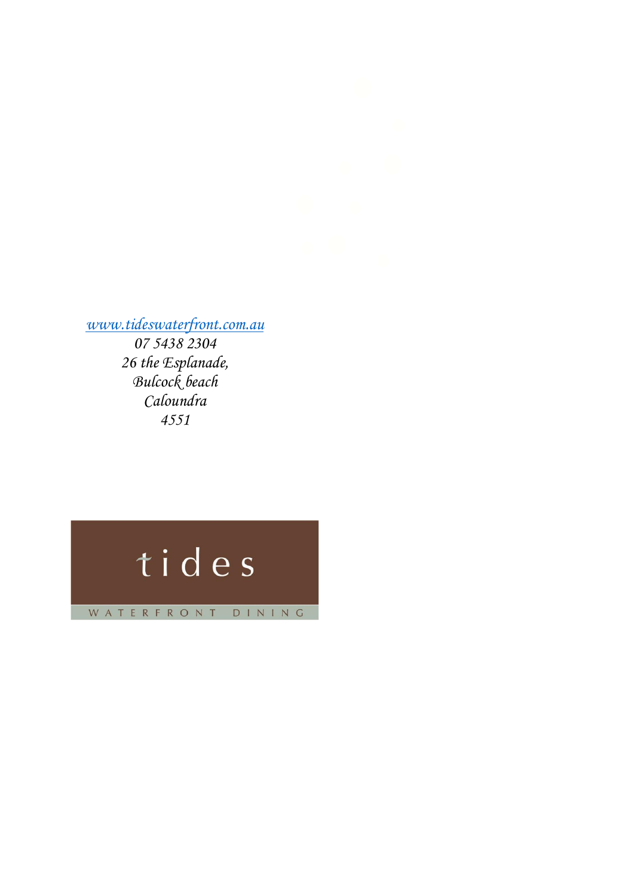*www.tideswaterfront.com.au*
*07 5438 2304*
*26 the Esplanade,*
*Bulcock beach*
*Caloundra*
*4551*

tides

WATERFRONT DINING